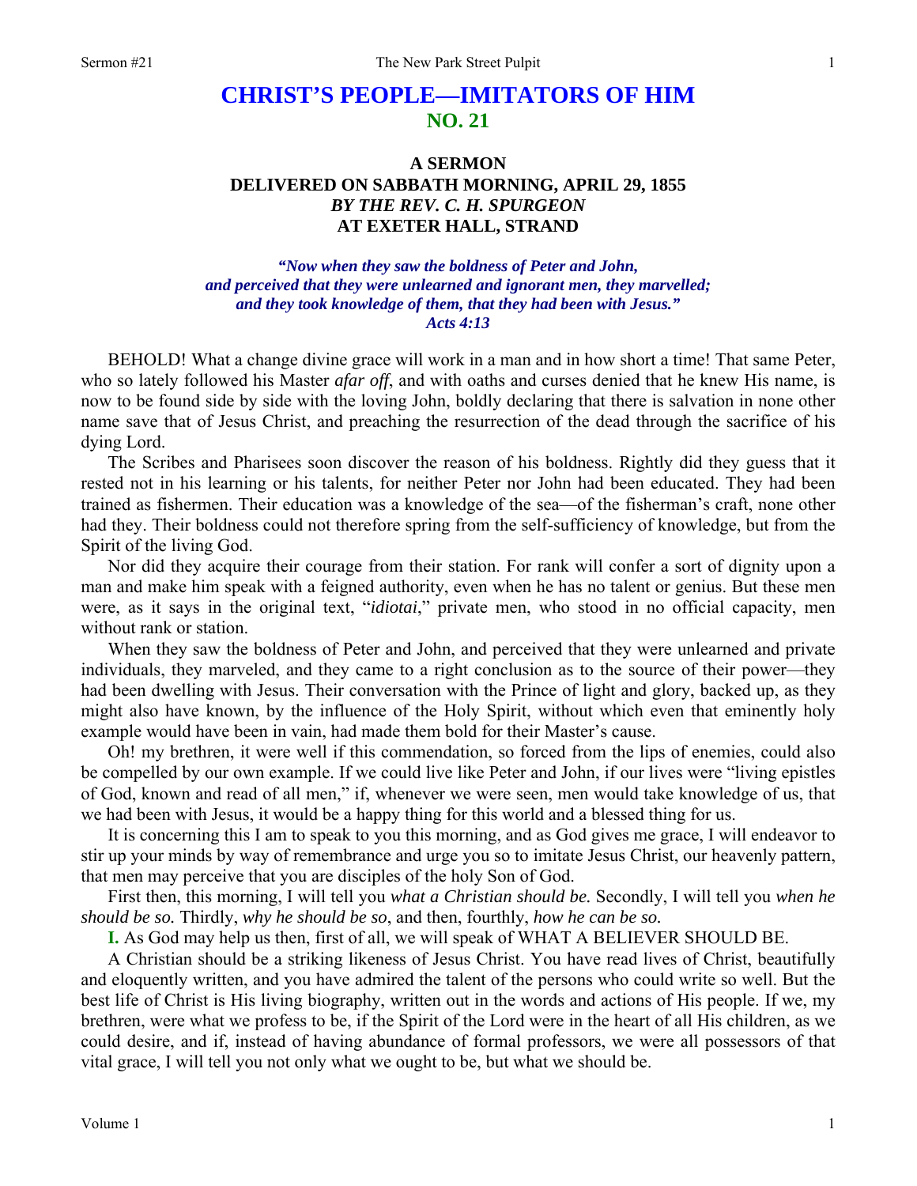# CHRIST'S PEOPLE—IMITATORS OF HIM
## NO. 21

### A SERMON
### DELIVERED ON SABBATH MORNING, APRIL 29, 1855
### *BY THE REV. C. H. SPURGEON*
### AT EXETER HALL, STRAND

*"Now when they saw the boldness of Peter and John, and perceived that they were unlearned and ignorant men, they marvelled; and they took knowledge of them, that they had been with Jesus." Acts 4:13*

BEHOLD! What a change divine grace will work in a man and in how short a time! That same Peter, who so lately followed his Master *afar off*, and with oaths and curses denied that he knew His name, is now to be found side by side with the loving John, boldly declaring that there is salvation in none other name save that of Jesus Christ, and preaching the resurrection of the dead through the sacrifice of his dying Lord.

The Scribes and Pharisees soon discover the reason of his boldness. Rightly did they guess that it rested not in his learning or his talents, for neither Peter nor John had been educated. They had been trained as fishermen. Their education was a knowledge of the sea—of the fisherman's craft, none other had they. Their boldness could not therefore spring from the self-sufficiency of knowledge, but from the Spirit of the living God.

Nor did they acquire their courage from their station. For rank will confer a sort of dignity upon a man and make him speak with a feigned authority, even when he has no talent or genius. But these men were, as it says in the original text, "*idiotai*," private men, who stood in no official capacity, men without rank or station.

When they saw the boldness of Peter and John, and perceived that they were unlearned and private individuals, they marveled, and they came to a right conclusion as to the source of their power—they had been dwelling with Jesus. Their conversation with the Prince of light and glory, backed up, as they might also have known, by the influence of the Holy Spirit, without which even that eminently holy example would have been in vain, had made them bold for their Master's cause.

Oh! my brethren, it were well if this commendation, so forced from the lips of enemies, could also be compelled by our own example. If we could live like Peter and John, if our lives were "living epistles of God, known and read of all men," if, whenever we were seen, men would take knowledge of us, that we had been with Jesus, it would be a happy thing for this world and a blessed thing for us.

It is concerning this I am to speak to you this morning, and as God gives me grace, I will endeavor to stir up your minds by way of remembrance and urge you so to imitate Jesus Christ, our heavenly pattern, that men may perceive that you are disciples of the holy Son of God.

First then, this morning, I will tell you *what a Christian should be.* Secondly, I will tell you *when he should be so.* Thirdly, *why he should be so*, and then, fourthly, *how he can be so.*

**I.** As God may help us then, first of all, we will speak of WHAT A BELIEVER SHOULD BE.

A Christian should be a striking likeness of Jesus Christ. You have read lives of Christ, beautifully and eloquently written, and you have admired the talent of the persons who could write so well. But the best life of Christ is His living biography, written out in the words and actions of His people. If we, my brethren, were what we profess to be, if the Spirit of the Lord were in the heart of all His children, as we could desire, and if, instead of having abundance of formal professors, we were all possessors of that vital grace, I will tell you not only what we ought to be, but what we should be.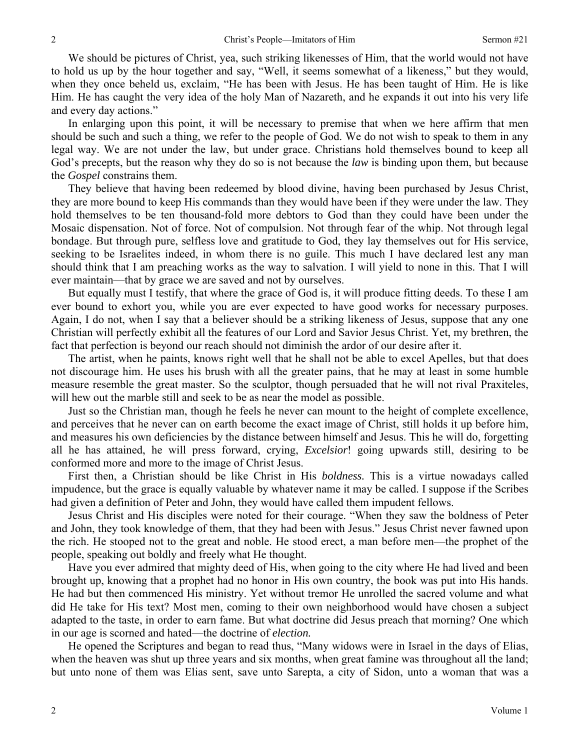We should be pictures of Christ, yea, such striking likenesses of Him, that the world would not have to hold us up by the hour together and say, "Well, it seems somewhat of a likeness," but they would, when they once beheld us, exclaim, "He has been with Jesus. He has been taught of Him. He is like Him. He has caught the very idea of the holy Man of Nazareth, and he expands it out into his very life and every day actions."

In enlarging upon this point, it will be necessary to premise that when we here affirm that men should be such and such a thing, we refer to the people of God. We do not wish to speak to them in any legal way. We are not under the law, but under grace. Christians hold themselves bound to keep all God's precepts, but the reason why they do so is not because the *law* is binding upon them, but because the *Gospel* constrains them.

They believe that having been redeemed by blood divine, having been purchased by Jesus Christ, they are more bound to keep His commands than they would have been if they were under the law. They hold themselves to be ten thousand-fold more debtors to God than they could have been under the Mosaic dispensation. Not of force. Not of compulsion. Not through fear of the whip. Not through legal bondage. But through pure, selfless love and gratitude to God, they lay themselves out for His service, seeking to be Israelites indeed, in whom there is no guile. This much I have declared lest any man should think that I am preaching works as the way to salvation. I will yield to none in this. That I will ever maintain—that by grace we are saved and not by ourselves.

But equally must I testify, that where the grace of God is, it will produce fitting deeds. To these I am ever bound to exhort you, while you are ever expected to have good works for necessary purposes. Again, I do not, when I say that a believer should be a striking likeness of Jesus, suppose that any one Christian will perfectly exhibit all the features of our Lord and Savior Jesus Christ. Yet, my brethren, the fact that perfection is beyond our reach should not diminish the ardor of our desire after it.

The artist, when he paints, knows right well that he shall not be able to excel Apelles, but that does not discourage him. He uses his brush with all the greater pains, that he may at least in some humble measure resemble the great master. So the sculptor, though persuaded that he will not rival Praxiteles, will hew out the marble still and seek to be as near the model as possible.

Just so the Christian man, though he feels he never can mount to the height of complete excellence, and perceives that he never can on earth become the exact image of Christ, still holds it up before him, and measures his own deficiencies by the distance between himself and Jesus. This he will do, forgetting all he has attained, he will press forward, crying, *Excelsior*! going upwards still, desiring to be conformed more and more to the image of Christ Jesus.

First then, a Christian should be like Christ in His *boldness.* This is a virtue nowadays called impudence, but the grace is equally valuable by whatever name it may be called. I suppose if the Scribes had given a definition of Peter and John, they would have called them impudent fellows.

Jesus Christ and His disciples were noted for their courage. "When they saw the boldness of Peter and John, they took knowledge of them, that they had been with Jesus." Jesus Christ never fawned upon the rich. He stooped not to the great and noble. He stood erect, a man before men—the prophet of the people, speaking out boldly and freely what He thought.

Have you ever admired that mighty deed of His, when going to the city where He had lived and been brought up, knowing that a prophet had no honor in His own country, the book was put into His hands. He had but then commenced His ministry. Yet without tremor He unrolled the sacred volume and what did He take for His text? Most men, coming to their own neighborhood would have chosen a subject adapted to the taste, in order to earn fame. But what doctrine did Jesus preach that morning? One which in our age is scorned and hated—the doctrine of *election.*

He opened the Scriptures and began to read thus, "Many widows were in Israel in the days of Elias, when the heaven was shut up three years and six months, when great famine was throughout all the land; but unto none of them was Elias sent, save unto Sarepta, a city of Sidon, unto a woman that was a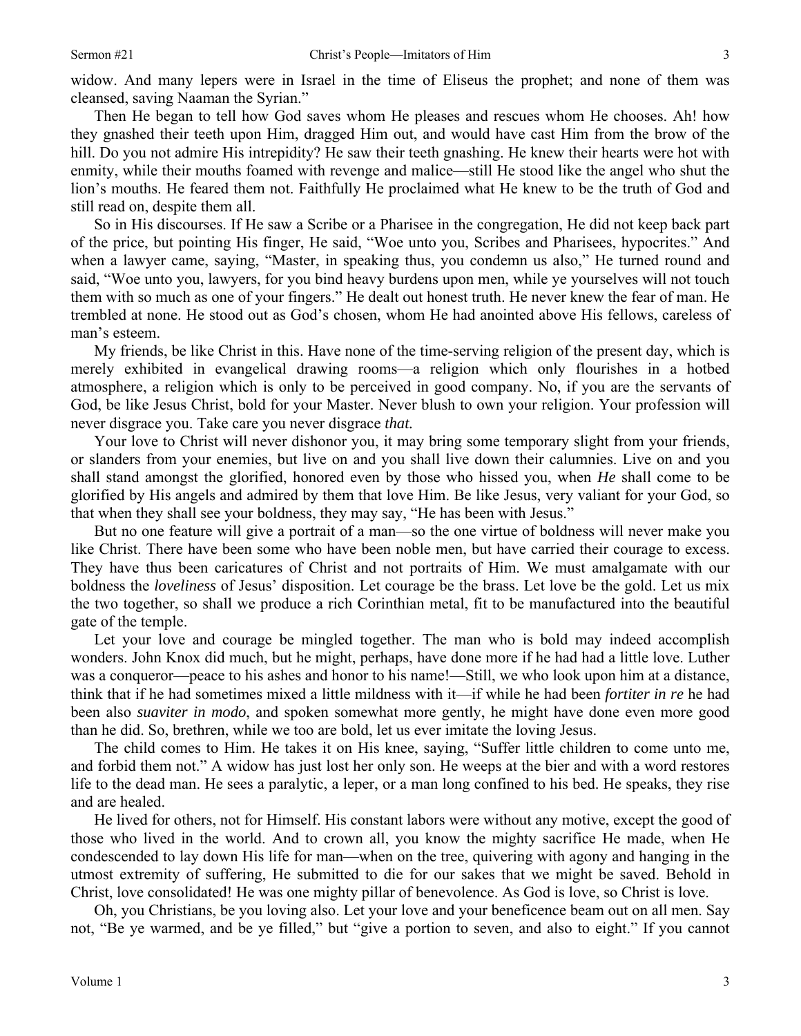widow. And many lepers were in Israel in the time of Eliseus the prophet; and none of them was cleansed, saving Naaman the Syrian."

Then He began to tell how God saves whom He pleases and rescues whom He chooses. Ah! how they gnashed their teeth upon Him, dragged Him out, and would have cast Him from the brow of the hill. Do you not admire His intrepidity? He saw their teeth gnashing. He knew their hearts were hot with enmity, while their mouths foamed with revenge and malice—still He stood like the angel who shut the lion's mouths. He feared them not. Faithfully He proclaimed what He knew to be the truth of God and still read on, despite them all.

So in His discourses. If He saw a Scribe or a Pharisee in the congregation, He did not keep back part of the price, but pointing His finger, He said, "Woe unto you, Scribes and Pharisees, hypocrites." And when a lawyer came, saying, "Master, in speaking thus, you condemn us also," He turned round and said, "Woe unto you, lawyers, for you bind heavy burdens upon men, while ye yourselves will not touch them with so much as one of your fingers." He dealt out honest truth. He never knew the fear of man. He trembled at none. He stood out as God's chosen, whom He had anointed above His fellows, careless of man's esteem.

My friends, be like Christ in this. Have none of the time-serving religion of the present day, which is merely exhibited in evangelical drawing rooms—a religion which only flourishes in a hotbed atmosphere, a religion which is only to be perceived in good company. No, if you are the servants of God, be like Jesus Christ, bold for your Master. Never blush to own your religion. Your profession will never disgrace you. Take care you never disgrace *that.*

Your love to Christ will never dishonor you, it may bring some temporary slight from your friends, or slanders from your enemies, but live on and you shall live down their calumnies. Live on and you shall stand amongst the glorified, honored even by those who hissed you, when ***He*** shall come to be glorified by His angels and admired by them that love Him. Be like Jesus, very valiant for your God, so that when they shall see your boldness, they may say, "He has been with Jesus."

But no one feature will give a portrait of a man—so the one virtue of boldness will never make you like Christ. There have been some who have been noble men, but have carried their courage to excess. They have thus been caricatures of Christ and not portraits of Him. We must amalgamate with our boldness the *loveliness* of Jesus' disposition. Let courage be the brass. Let love be the gold. Let us mix the two together, so shall we produce a rich Corinthian metal, fit to be manufactured into the beautiful gate of the temple.

Let your love and courage be mingled together. The man who is bold may indeed accomplish wonders. John Knox did much, but he might, perhaps, have done more if he had had a little love. Luther was a conqueror—peace to his ashes and honor to his name!—Still, we who look upon him at a distance, think that if he had sometimes mixed a little mildness with it—if while he had been *fortiter in re* he had been also *suaviter in modo*, and spoken somewhat more gently, he might have done even more good than he did. So, brethren, while we too are bold, let us ever imitate the loving Jesus.

The child comes to Him. He takes it on His knee, saying, "Suffer little children to come unto me, and forbid them not." A widow has just lost her only son. He weeps at the bier and with a word restores life to the dead man. He sees a paralytic, a leper, or a man long confined to his bed. He speaks, they rise and are healed.

He lived for others, not for Himself. His constant labors were without any motive, except the good of those who lived in the world. And to crown all, you know the mighty sacrifice He made, when He condescended to lay down His life for man—when on the tree, quivering with agony and hanging in the utmost extremity of suffering, He submitted to die for our sakes that we might be saved. Behold in Christ, love consolidated! He was one mighty pillar of benevolence. As God is love, so Christ is love.

Oh, you Christians, be you loving also. Let your love and your beneficence beam out on all men. Say not, "Be ye warmed, and be ye filled," but "give a portion to seven, and also to eight." If you cannot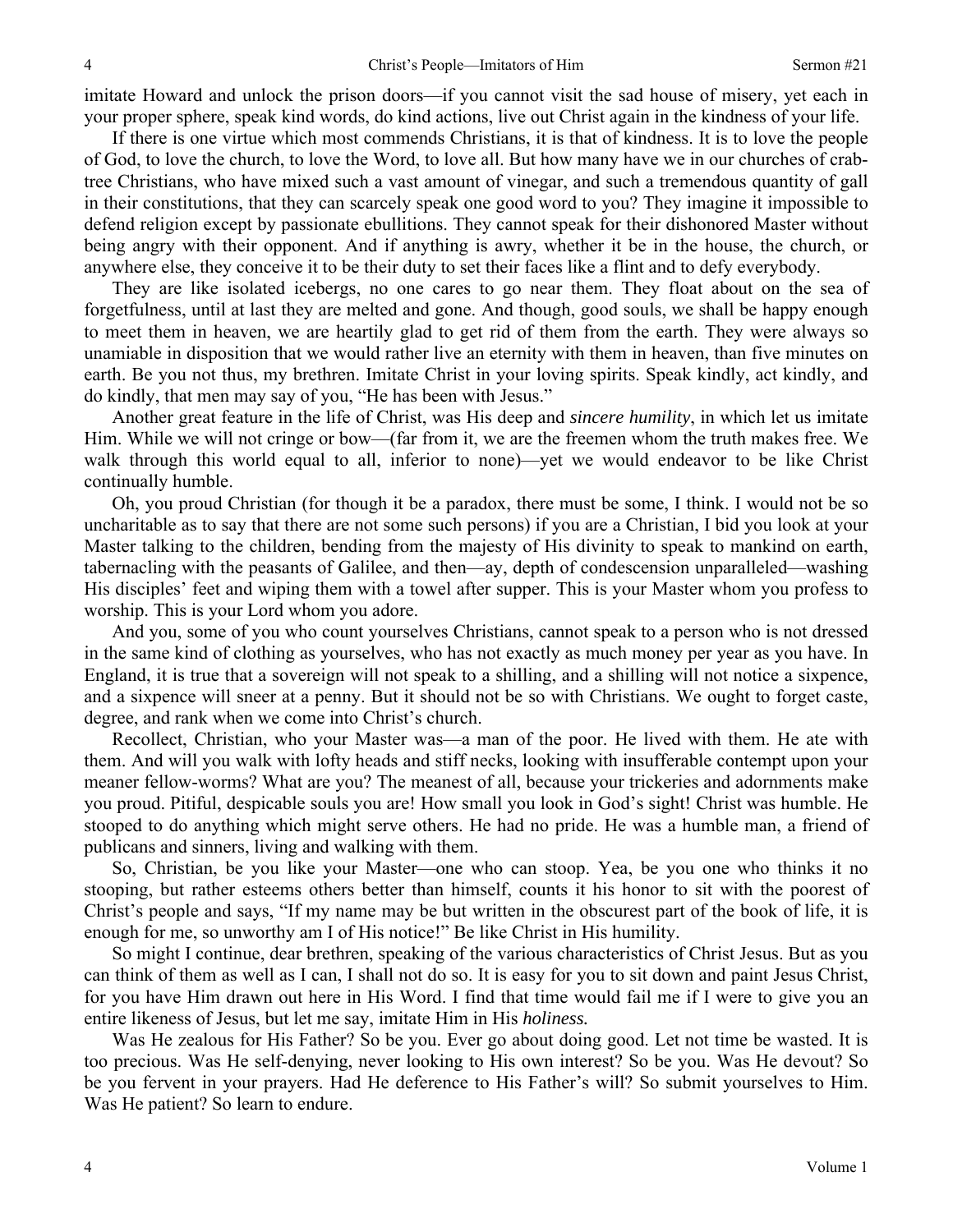imitate Howard and unlock the prison doors—if you cannot visit the sad house of misery, yet each in your proper sphere, speak kind words, do kind actions, live out Christ again in the kindness of your life.

If there is one virtue which most commends Christians, it is that of kindness. It is to love the people of God, to love the church, to love the Word, to love all. But how many have we in our churches of crab-tree Christians, who have mixed such a vast amount of vinegar, and such a tremendous quantity of gall in their constitutions, that they can scarcely speak one good word to you? They imagine it impossible to defend religion except by passionate ebullitions. They cannot speak for their dishonored Master without being angry with their opponent. And if anything is awry, whether it be in the house, the church, or anywhere else, they conceive it to be their duty to set their faces like a flint and to defy everybody.

They are like isolated icebergs, no one cares to go near them. They float about on the sea of forgetfulness, until at last they are melted and gone. And though, good souls, we shall be happy enough to meet them in heaven, we are heartily glad to get rid of them from the earth. They were always so unamiable in disposition that we would rather live an eternity with them in heaven, than five minutes on earth. Be you not thus, my brethren. Imitate Christ in your loving spirits. Speak kindly, act kindly, and do kindly, that men may say of you, "He has been with Jesus."

Another great feature in the life of Christ, was His deep and *sincere humility*, in which let us imitate Him. While we will not cringe or bow—(far from it, we are the freemen whom the truth makes free. We walk through this world equal to all, inferior to none)—yet we would endeavor to be like Christ continually humble.

Oh, you proud Christian (for though it be a paradox, there must be some, I think. I would not be so uncharitable as to say that there are not some such persons) if you are a Christian, I bid you look at your Master talking to the children, bending from the majesty of His divinity to speak to mankind on earth, tabernacling with the peasants of Galilee, and then—ay, depth of condescension unparalleled—washing His disciples' feet and wiping them with a towel after supper. This is your Master whom you profess to worship. This is your Lord whom you adore.

And you, some of you who count yourselves Christians, cannot speak to a person who is not dressed in the same kind of clothing as yourselves, who has not exactly as much money per year as you have. In England, it is true that a sovereign will not speak to a shilling, and a shilling will not notice a sixpence, and a sixpence will sneer at a penny. But it should not be so with Christians. We ought to forget caste, degree, and rank when we come into Christ's church.

Recollect, Christian, who your Master was—a man of the poor. He lived with them. He ate with them. And will you walk with lofty heads and stiff necks, looking with insufferable contempt upon your meaner fellow-worms? What are you? The meanest of all, because your trickeries and adornments make you proud. Pitiful, despicable souls you are! How small you look in God's sight! Christ was humble. He stooped to do anything which might serve others. He had no pride. He was a humble man, a friend of publicans and sinners, living and walking with them.

So, Christian, be you like your Master—one who can stoop. Yea, be you one who thinks it no stooping, but rather esteems others better than himself, counts it his honor to sit with the poorest of Christ's people and says, "If my name may be but written in the obscurest part of the book of life, it is enough for me, so unworthy am I of His notice!" Be like Christ in His humility.

So might I continue, dear brethren, speaking of the various characteristics of Christ Jesus. But as you can think of them as well as I can, I shall not do so. It is easy for you to sit down and paint Jesus Christ, for you have Him drawn out here in His Word. I find that time would fail me if I were to give you an entire likeness of Jesus, but let me say, imitate Him in His *holiness.*

Was He zealous for His Father? So be you. Ever go about doing good. Let not time be wasted. It is too precious. Was He self-denying, never looking to His own interest? So be you. Was He devout? So be you fervent in your prayers. Had He deference to His Father's will? So submit yourselves to Him. Was He patient? So learn to endure.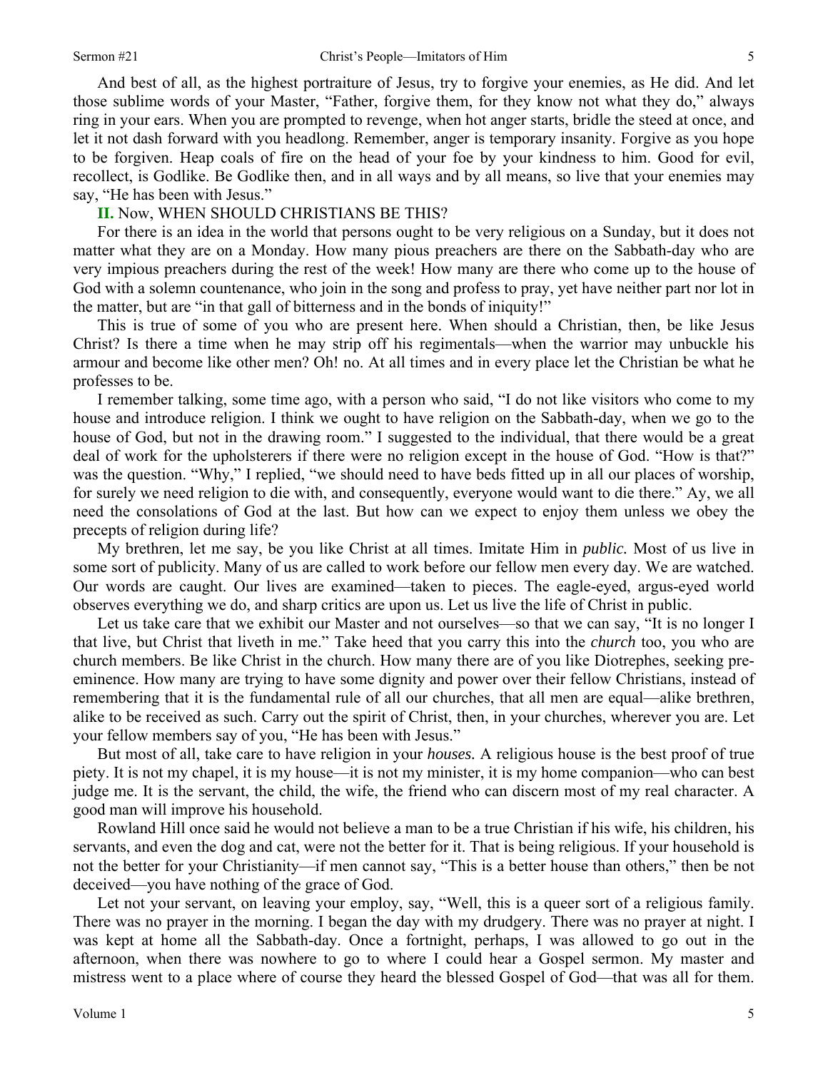And best of all, as the highest portraiture of Jesus, try to forgive your enemies, as He did. And let those sublime words of your Master, "Father, forgive them, for they know not what they do," always ring in your ears. When you are prompted to revenge, when hot anger starts, bridle the steed at once, and let it not dash forward with you headlong. Remember, anger is temporary insanity. Forgive as you hope to be forgiven. Heap coals of fire on the head of your foe by your kindness to him. Good for evil, recollect, is Godlike. Be Godlike then, and in all ways and by all means, so live that your enemies may say, "He has been with Jesus."

**II.** Now, WHEN SHOULD CHRISTIANS BE THIS?

For there is an idea in the world that persons ought to be very religious on a Sunday, but it does not matter what they are on a Monday. How many pious preachers are there on the Sabbath-day who are very impious preachers during the rest of the week! How many are there who come up to the house of God with a solemn countenance, who join in the song and profess to pray, yet have neither part nor lot in the matter, but are "in that gall of bitterness and in the bonds of iniquity!"

This is true of some of you who are present here. When should a Christian, then, be like Jesus Christ? Is there a time when he may strip off his regimentals—when the warrior may unbuckle his armour and become like other men? Oh! no. At all times and in every place let the Christian be what he professes to be.

I remember talking, some time ago, with a person who said, "I do not like visitors who come to my house and introduce religion. I think we ought to have religion on the Sabbath-day, when we go to the house of God, but not in the drawing room." I suggested to the individual, that there would be a great deal of work for the upholsterers if there were no religion except in the house of God. "How is that?" was the question. "Why," I replied, "we should need to have beds fitted up in all our places of worship, for surely we need religion to die with, and consequently, everyone would want to die there." Ay, we all need the consolations of God at the last. But how can we expect to enjoy them unless we obey the precepts of religion during life?

My brethren, let me say, be you like Christ at all times. Imitate Him in *public.* Most of us live in some sort of publicity. Many of us are called to work before our fellow men every day. We are watched. Our words are caught. Our lives are examined—taken to pieces. The eagle-eyed, argus-eyed world observes everything we do, and sharp critics are upon us. Let us live the life of Christ in public.

Let us take care that we exhibit our Master and not ourselves—so that we can say, "It is no longer I that live, but Christ that liveth in me." Take heed that you carry this into the *church* too, you who are church members. Be like Christ in the church. How many there are of you like Diotrephes, seeking pre-eminence. How many are trying to have some dignity and power over their fellow Christians, instead of remembering that it is the fundamental rule of all our churches, that all men are equal—alike brethren, alike to be received as such. Carry out the spirit of Christ, then, in your churches, wherever you are. Let your fellow members say of you, "He has been with Jesus."

But most of all, take care to have religion in your *houses.* A religious house is the best proof of true piety. It is not my chapel, it is my house—it is not my minister, it is my home companion—who can best judge me. It is the servant, the child, the wife, the friend who can discern most of my real character. A good man will improve his household.

Rowland Hill once said he would not believe a man to be a true Christian if his wife, his children, his servants, and even the dog and cat, were not the better for it. That is being religious. If your household is not the better for your Christianity—if men cannot say, "This is a better house than others," then be not deceived—you have nothing of the grace of God.

Let not your servant, on leaving your employ, say, "Well, this is a queer sort of a religious family. There was no prayer in the morning. I began the day with my drudgery. There was no prayer at night. I was kept at home all the Sabbath-day. Once a fortnight, perhaps, I was allowed to go out in the afternoon, when there was nowhere to go to where I could hear a Gospel sermon. My master and mistress went to a place where of course they heard the blessed Gospel of God—that was all for them.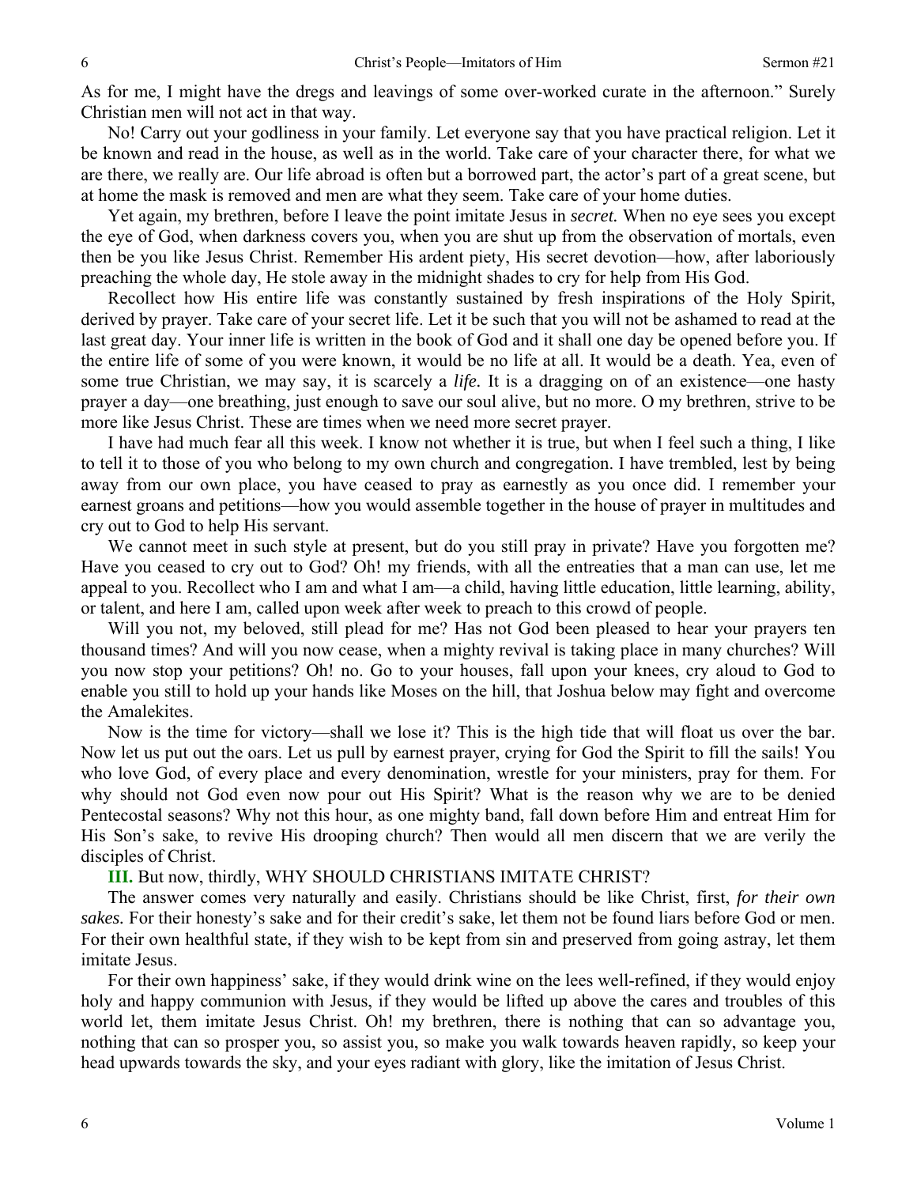As for me, I might have the dregs and leavings of some over-worked curate in the afternoon." Surely Christian men will not act in that way.

No! Carry out your godliness in your family. Let everyone say that you have practical religion. Let it be known and read in the house, as well as in the world. Take care of your character there, for what we are there, we really are. Our life abroad is often but a borrowed part, the actor's part of a great scene, but at home the mask is removed and men are what they seem. Take care of your home duties.

Yet again, my brethren, before I leave the point imitate Jesus in *secret.* When no eye sees you except the eye of God, when darkness covers you, when you are shut up from the observation of mortals, even then be you like Jesus Christ. Remember His ardent piety, His secret devotion—how, after laboriously preaching the whole day, He stole away in the midnight shades to cry for help from His God.

Recollect how His entire life was constantly sustained by fresh inspirations of the Holy Spirit, derived by prayer. Take care of your secret life. Let it be such that you will not be ashamed to read at the last great day. Your inner life is written in the book of God and it shall one day be opened before you. If the entire life of some of you were known, it would be no life at all. It would be a death. Yea, even of some true Christian, we may say, it is scarcely a *life.* It is a dragging on of an existence—one hasty prayer a day—one breathing, just enough to save our soul alive, but no more. O my brethren, strive to be more like Jesus Christ. These are times when we need more secret prayer.

I have had much fear all this week. I know not whether it is true, but when I feel such a thing, I like to tell it to those of you who belong to my own church and congregation. I have trembled, lest by being away from our own place, you have ceased to pray as earnestly as you once did. I remember your earnest groans and petitions—how you would assemble together in the house of prayer in multitudes and cry out to God to help His servant.

We cannot meet in such style at present, but do you still pray in private? Have you forgotten me? Have you ceased to cry out to God? Oh! my friends, with all the entreaties that a man can use, let me appeal to you. Recollect who I am and what I am—a child, having little education, little learning, ability, or talent, and here I am, called upon week after week to preach to this crowd of people.

Will you not, my beloved, still plead for me? Has not God been pleased to hear your prayers ten thousand times? And will you now cease, when a mighty revival is taking place in many churches? Will you now stop your petitions? Oh! no. Go to your houses, fall upon your knees, cry aloud to God to enable you still to hold up your hands like Moses on the hill, that Joshua below may fight and overcome the Amalekites.

Now is the time for victory—shall we lose it? This is the high tide that will float us over the bar. Now let us put out the oars. Let us pull by earnest prayer, crying for God the Spirit to fill the sails! You who love God, of every place and every denomination, wrestle for your ministers, pray for them. For why should not God even now pour out His Spirit? What is the reason why we are to be denied Pentecostal seasons? Why not this hour, as one mighty band, fall down before Him and entreat Him for His Son's sake, to revive His drooping church? Then would all men discern that we are verily the disciples of Christ.

**III.** But now, thirdly, WHY SHOULD CHRISTIANS IMITATE CHRIST?

The answer comes very naturally and easily. Christians should be like Christ, first, *for their own sakes.* For their honesty's sake and for their credit's sake, let them not be found liars before God or men. For their own healthful state, if they wish to be kept from sin and preserved from going astray, let them imitate Jesus.

For their own happiness' sake, if they would drink wine on the lees well-refined, if they would enjoy holy and happy communion with Jesus, if they would be lifted up above the cares and troubles of this world let, them imitate Jesus Christ. Oh! my brethren, there is nothing that can so advantage you, nothing that can so prosper you, so assist you, so make you walk towards heaven rapidly, so keep your head upwards towards the sky, and your eyes radiant with glory, like the imitation of Jesus Christ.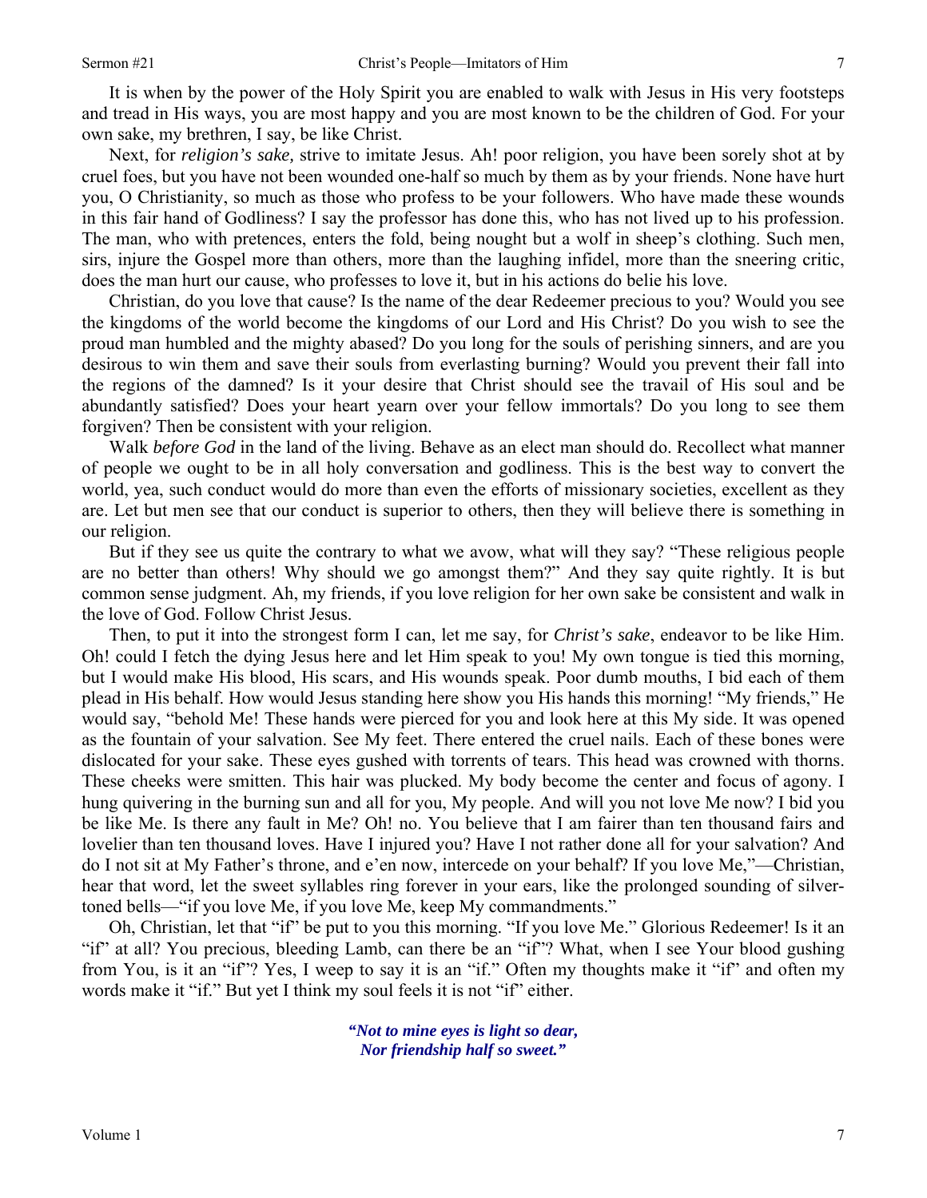It is when by the power of the Holy Spirit you are enabled to walk with Jesus in His very footsteps and tread in His ways, you are most happy and you are most known to be the children of God. For your own sake, my brethren, I say, be like Christ.

Next, for *religion's sake,* strive to imitate Jesus. Ah! poor religion, you have been sorely shot at by cruel foes, but you have not been wounded one-half so much by them as by your friends. None have hurt you, O Christianity, so much as those who profess to be your followers. Who have made these wounds in this fair hand of Godliness? I say the professor has done this, who has not lived up to his profession. The man, who with pretences, enters the fold, being nought but a wolf in sheep's clothing. Such men, sirs, injure the Gospel more than others, more than the laughing infidel, more than the sneering critic, does the man hurt our cause, who professes to love it, but in his actions do belie his love.

Christian, do you love that cause? Is the name of the dear Redeemer precious to you? Would you see the kingdoms of the world become the kingdoms of our Lord and His Christ? Do you wish to see the proud man humbled and the mighty abased? Do you long for the souls of perishing sinners, and are you desirous to win them and save their souls from everlasting burning? Would you prevent their fall into the regions of the damned? Is it your desire that Christ should see the travail of His soul and be abundantly satisfied? Does your heart yearn over your fellow immortals? Do you long to see them forgiven? Then be consistent with your religion.

Walk *before God* in the land of the living. Behave as an elect man should do. Recollect what manner of people we ought to be in all holy conversation and godliness. This is the best way to convert the world, yea, such conduct would do more than even the efforts of missionary societies, excellent as they are. Let but men see that our conduct is superior to others, then they will believe there is something in our religion.

But if they see us quite the contrary to what we avow, what will they say? "These religious people are no better than others! Why should we go amongst them?" And they say quite rightly. It is but common sense judgment. Ah, my friends, if you love religion for her own sake be consistent and walk in the love of God. Follow Christ Jesus.

Then, to put it into the strongest form I can, let me say, for *Christ's sake*, endeavor to be like Him. Oh! could I fetch the dying Jesus here and let Him speak to you! My own tongue is tied this morning, but I would make His blood, His scars, and His wounds speak. Poor dumb mouths, I bid each of them plead in His behalf. How would Jesus standing here show you His hands this morning! "My friends," He would say, "behold Me! These hands were pierced for you and look here at this My side. It was opened as the fountain of your salvation. See My feet. There entered the cruel nails. Each of these bones were dislocated for your sake. These eyes gushed with torrents of tears. This head was crowned with thorns. These cheeks were smitten. This hair was plucked. My body become the center and focus of agony. I hung quivering in the burning sun and all for you, My people. And will you not love Me now? I bid you be like Me. Is there any fault in Me? Oh! no. You believe that I am fairer than ten thousand fairs and lovelier than ten thousand loves. Have I injured you? Have I not rather done all for your salvation? And do I not sit at My Father's throne, and e'en now, intercede on your behalf? If you love Me,"—Christian, hear that word, let the sweet syllables ring forever in your ears, like the prolonged sounding of silver-toned bells—"if you love Me, if you love Me, keep My commandments."

Oh, Christian, let that "if" be put to you this morning. "If you love Me." Glorious Redeemer! Is it an "if" at all? You precious, bleeding Lamb, can there be an "if"? What, when I see Your blood gushing from You, is it an "if"? Yes, I weep to say it is an "if." Often my thoughts make it "if" and often my words make it "if." But yet I think my soul feels it is not "if" either.

*"Not to mine eyes is light so dear,*
*Nor friendship half so sweet."*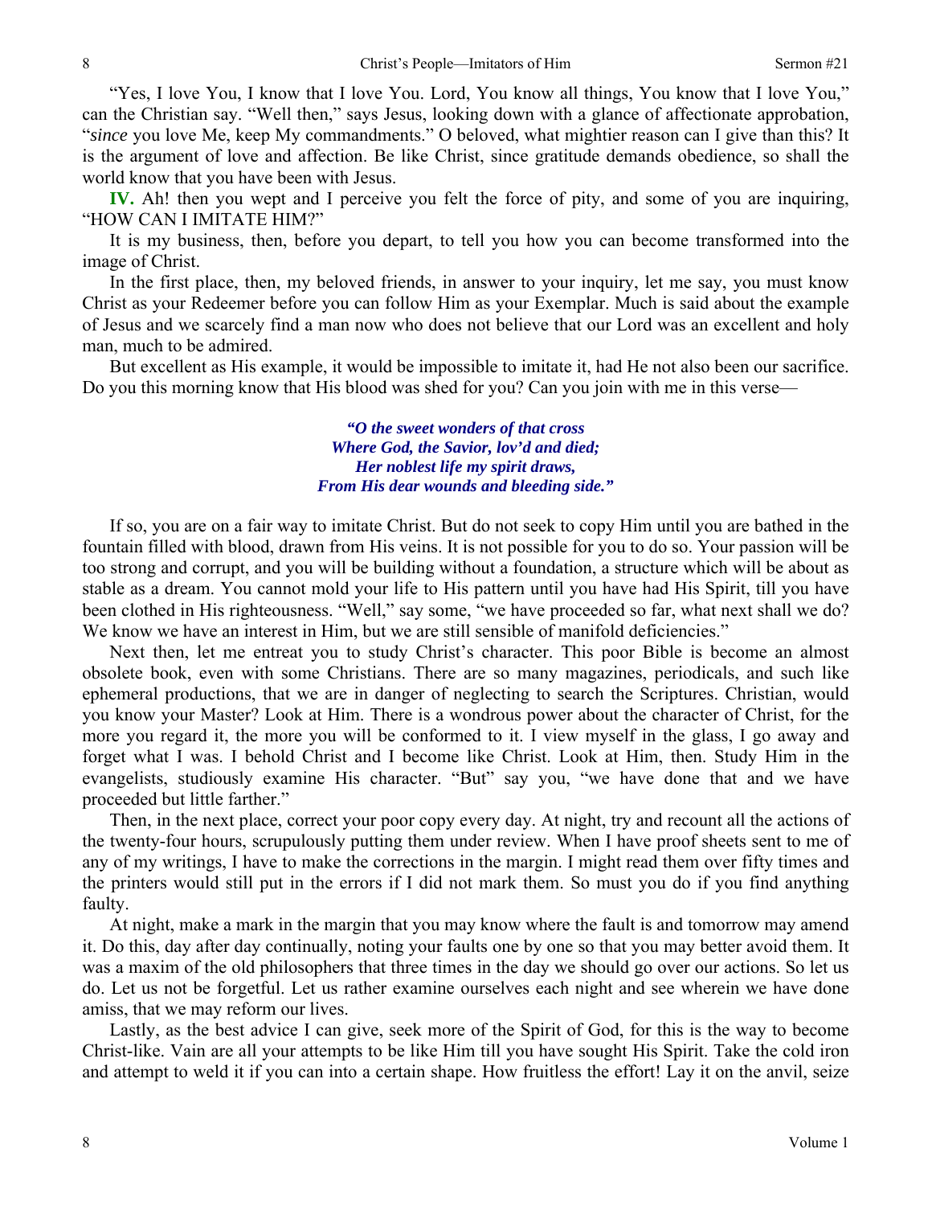"Yes, I love You, I know that I love You. Lord, You know all things, You know that I love You," can the Christian say. "Well then," says Jesus, looking down with a glance of affectionate approbation, "*since* you love Me, keep My commandments." O beloved, what mightier reason can I give than this? It is the argument of love and affection. Be like Christ, since gratitude demands obedience, so shall the world know that you have been with Jesus.

**IV.** Ah! then you wept and I perceive you felt the force of pity, and some of you are inquiring, "HOW CAN I IMITATE HIM?"

It is my business, then, before you depart, to tell you how you can become transformed into the image of Christ.

In the first place, then, my beloved friends, in answer to your inquiry, let me say, you must know Christ as your Redeemer before you can follow Him as your Exemplar. Much is said about the example of Jesus and we scarcely find a man now who does not believe that our Lord was an excellent and holy man, much to be admired.

But excellent as His example, it would be impossible to imitate it, had He not also been our sacrifice. Do you this morning know that His blood was shed for you? Can you join with me in this verse—

> ***"O the sweet wonders of that cross***
> ***Where God, the Savior, lov'd and died;***
> ***Her noblest life my spirit draws,***
> ***From His dear wounds and bleeding side."***

If so, you are on a fair way to imitate Christ. But do not seek to copy Him until you are bathed in the fountain filled with blood, drawn from His veins. It is not possible for you to do so. Your passion will be too strong and corrupt, and you will be building without a foundation, a structure which will be about as stable as a dream. You cannot mold your life to His pattern until you have had His Spirit, till you have been clothed in His righteousness. "Well," say some, "we have proceeded so far, what next shall we do? We know we have an interest in Him, but we are still sensible of manifold deficiencies."

Next then, let me entreat you to study Christ's character. This poor Bible is become an almost obsolete book, even with some Christians. There are so many magazines, periodicals, and such like ephemeral productions, that we are in danger of neglecting to search the Scriptures. Christian, would you know your Master? Look at Him. There is a wondrous power about the character of Christ, for the more you regard it, the more you will be conformed to it. I view myself in the glass, I go away and forget what I was. I behold Christ and I become like Christ. Look at Him, then. Study Him in the evangelists, studiously examine His character. "But" say you, "we have done that and we have proceeded but little farther."

Then, in the next place, correct your poor copy every day. At night, try and recount all the actions of the twenty-four hours, scrupulously putting them under review. When I have proof sheets sent to me of any of my writings, I have to make the corrections in the margin. I might read them over fifty times and the printers would still put in the errors if I did not mark them. So must you do if you find anything faulty.

At night, make a mark in the margin that you may know where the fault is and tomorrow may amend it. Do this, day after day continually, noting your faults one by one so that you may better avoid them. It was a maxim of the old philosophers that three times in the day we should go over our actions. So let us do. Let us not be forgetful. Let us rather examine ourselves each night and see wherein we have done amiss, that we may reform our lives.

Lastly, as the best advice I can give, seek more of the Spirit of God, for this is the way to become Christ-like. Vain are all your attempts to be like Him till you have sought His Spirit. Take the cold iron and attempt to weld it if you can into a certain shape. How fruitless the effort! Lay it on the anvil, seize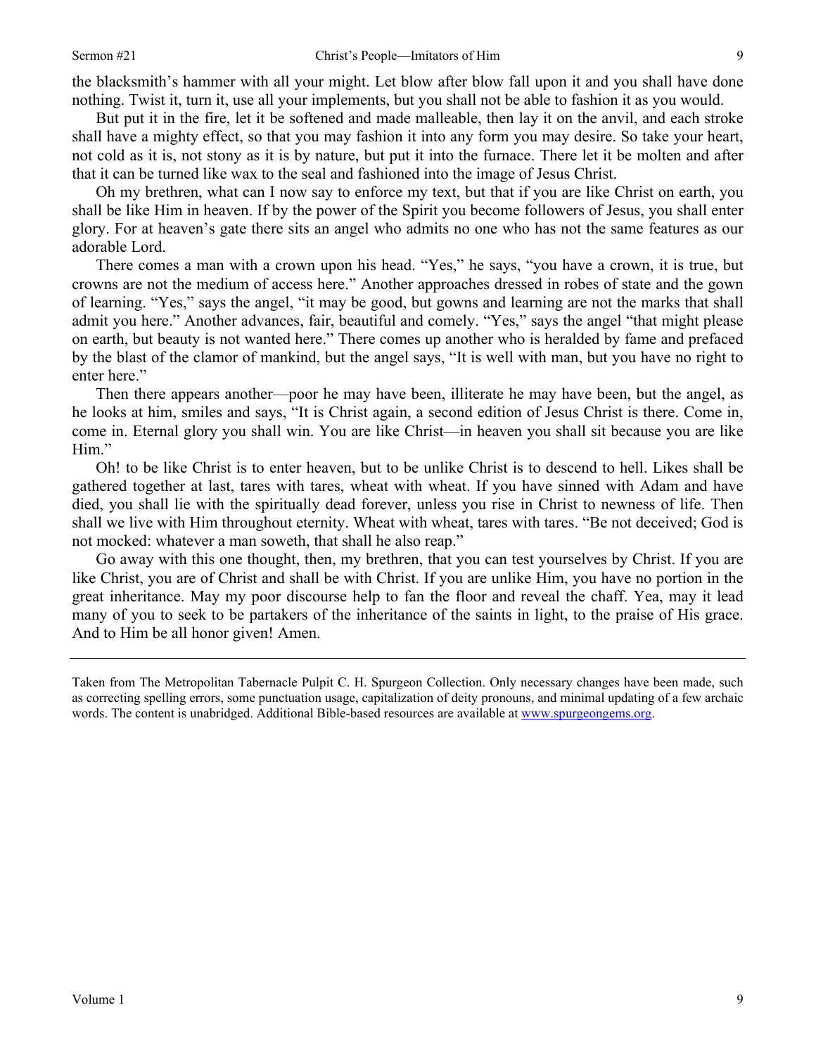the blacksmith's hammer with all your might. Let blow after blow fall upon it and you shall have done nothing. Twist it, turn it, use all your implements, but you shall not be able to fashion it as you would.

But put it in the fire, let it be softened and made malleable, then lay it on the anvil, and each stroke shall have a mighty effect, so that you may fashion it into any form you may desire. So take your heart, not cold as it is, not stony as it is by nature, but put it into the furnace. There let it be molten and after that it can be turned like wax to the seal and fashioned into the image of Jesus Christ.

Oh my brethren, what can I now say to enforce my text, but that if you are like Christ on earth, you shall be like Him in heaven. If by the power of the Spirit you become followers of Jesus, you shall enter glory. For at heaven's gate there sits an angel who admits no one who has not the same features as our adorable Lord.

There comes a man with a crown upon his head. "Yes," he says, "you have a crown, it is true, but crowns are not the medium of access here." Another approaches dressed in robes of state and the gown of learning. "Yes," says the angel, "it may be good, but gowns and learning are not the marks that shall admit you here." Another advances, fair, beautiful and comely. "Yes," says the angel "that might please on earth, but beauty is not wanted here." There comes up another who is heralded by fame and prefaced by the blast of the clamor of mankind, but the angel says, "It is well with man, but you have no right to enter here."

Then there appears another—poor he may have been, illiterate he may have been, but the angel, as he looks at him, smiles and says, "It is Christ again, a second edition of Jesus Christ is there. Come in, come in. Eternal glory you shall win. You are like Christ—in heaven you shall sit because you are like Him."

Oh! to be like Christ is to enter heaven, but to be unlike Christ is to descend to hell. Likes shall be gathered together at last, tares with tares, wheat with wheat. If you have sinned with Adam and have died, you shall lie with the spiritually dead forever, unless you rise in Christ to newness of life. Then shall we live with Him throughout eternity. Wheat with wheat, tares with tares. "Be not deceived; God is not mocked: whatever a man soweth, that shall he also reap."

Go away with this one thought, then, my brethren, that you can test yourselves by Christ. If you are like Christ, you are of Christ and shall be with Christ. If you are unlike Him, you have no portion in the great inheritance. May my poor discourse help to fan the floor and reveal the chaff. Yea, may it lead many of you to seek to be partakers of the inheritance of the saints in light, to the praise of His grace. And to Him be all honor given! Amen.

---

Taken from The Metropolitan Tabernacle Pulpit C. H. Spurgeon Collection. Only necessary changes have been made, such as correcting spelling errors, some punctuation usage, capitalization of deity pronouns, and minimal updating of a few archaic words. The content is unabridged. Additional Bible-based resources are available at www.spurgeongems.org.